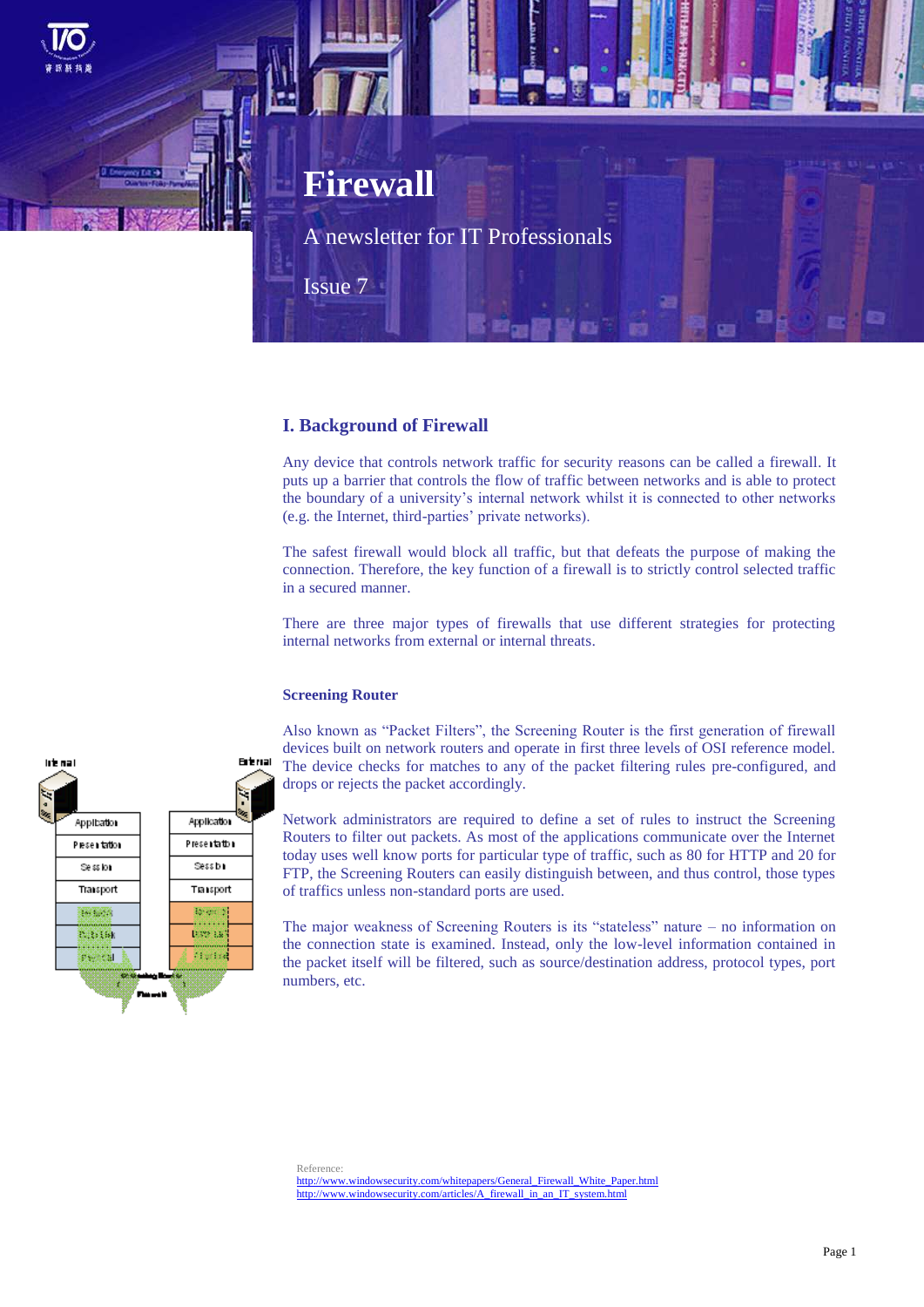# Firewall

A newsletter for IT Professionals

Issue 7

## I. Background of Firewall

Any device that controls network traffic for security reasons can be called a firewall. It puts up a barrier that controls the flow of traffic between networks and is able to protect the boundary of a university's internal network whilst it is connected to other networks (e.g. the Internet, third-parties' private networks).

The safest firewall would block all traffic, but that defeats the purpose of making the connection. Therefore, the key function of a firewall is to strictly control selected traffic in a secured manner.

There are three major types of firewalls that use different strategies for protecting internal networks from external or internal threats.

### Screening Router

Also known as "Packet Filters", the Screening Router is the first generation of firewall devices built on network routers and operate in first three levels of OSI reference model. The device checks for matches to any of the packet filtering rules pre-configured, and drops or rejects the packet accordingly.

Network administrators are required to define a set of rules to instruct the Screening Routers to filter out packets. As most of the applications communicate over the Internet today uses well know ports for particular type of traffic, such as 80 for HTTP and 20 for FTP, the Screening Routers can easily distinguish between, and thus control, those types of traffics unless non-standard ports are used.

The major weakness of Screening Routers is its "stateless" nature – no information on the connection state is examined. Instead, only the low-level information contained in the packet itself will be filtered, such as source/destination address, protocol types, port numbers, etc.

Reference:
http://www.windowsecurity.com/whitepapers/General_Firewall_White_Paper.html
http://www.windowsecurity.com/articles/A_firewall_in_an_IT_system.html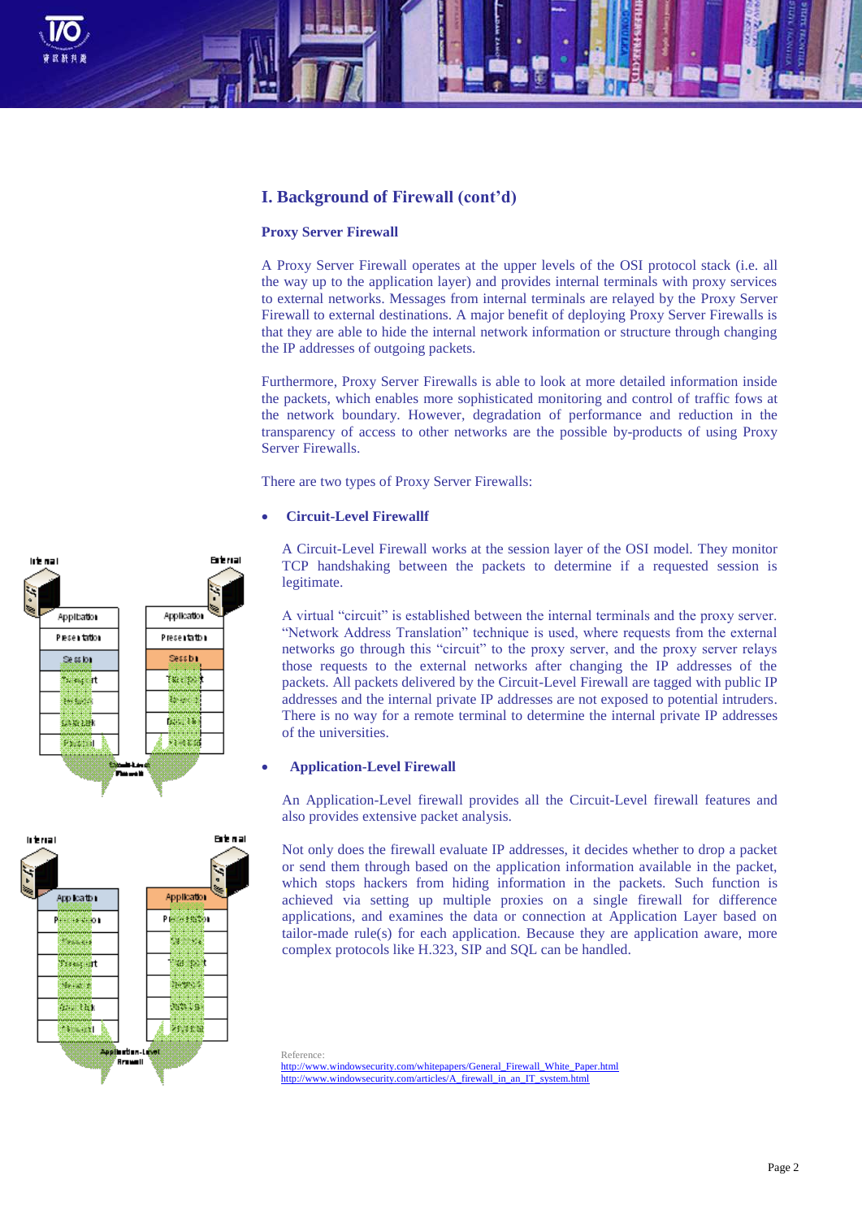## I. Background of Firewall (cont'd)

### Proxy Server Firewall

A Proxy Server Firewall operates at the upper levels of the OSI protocol stack (i.e. all the way up to the application layer) and provides internal terminals with proxy services to external networks. Messages from internal terminals are relayed by the Proxy Server Firewall to external destinations. A major benefit of deploying Proxy Server Firewalls is that they are able to hide the internal network information or structure through changing the IP addresses of outgoing packets.

Furthermore, Proxy Server Firewalls is able to look at more detailed information inside the packets, which enables more sophisticated monitoring and control of traffic fows at the network boundary. However, degradation of performance and reduction in the transparency of access to other networks are the possible by-products of using Proxy Server Firewalls.

There are two types of Proxy Server Firewalls:

- **Circuit-Level Firewallf**

  A Circuit-Level Firewall works at the session layer of the OSI model. They monitor TCP handshaking between the packets to determine if a requested session is legitimate.

  A virtual "circuit" is established between the internal terminals and the proxy server. "Network Address Translation" technique is used, where requests from the external networks go through this "circuit" to the proxy server, and the proxy server relays those requests to the external networks after changing the IP addresses of the packets. All packets delivered by the Circuit-Level Firewall are tagged with public IP addresses and the internal private IP addresses are not exposed to potential intruders. There is no way for a remote terminal to determine the internal private IP addresses of the universities.

- **Application-Level Firewall**

  An Application-Level firewall provides all the Circuit-Level firewall features and also provides extensive packet analysis.

  Not only does the firewall evaluate IP addresses, it decides whether to drop a packet or send them through based on the application information available in the packet, which stops hackers from hiding information in the packets. Such function is achieved via setting up multiple proxies on a single firewall for difference applications, and examines the data or connection at Application Layer based on tailor-made rule(s) for each application. Because they are application aware, more complex protocols like H.323, SIP and SQL can be handled.

Reference:
http://www.windowsecurity.com/whitepapers/General_Firewall_White_Paper.html
http://www.windowsecurity.com/articles/A_firewall_in_an_IT_system.html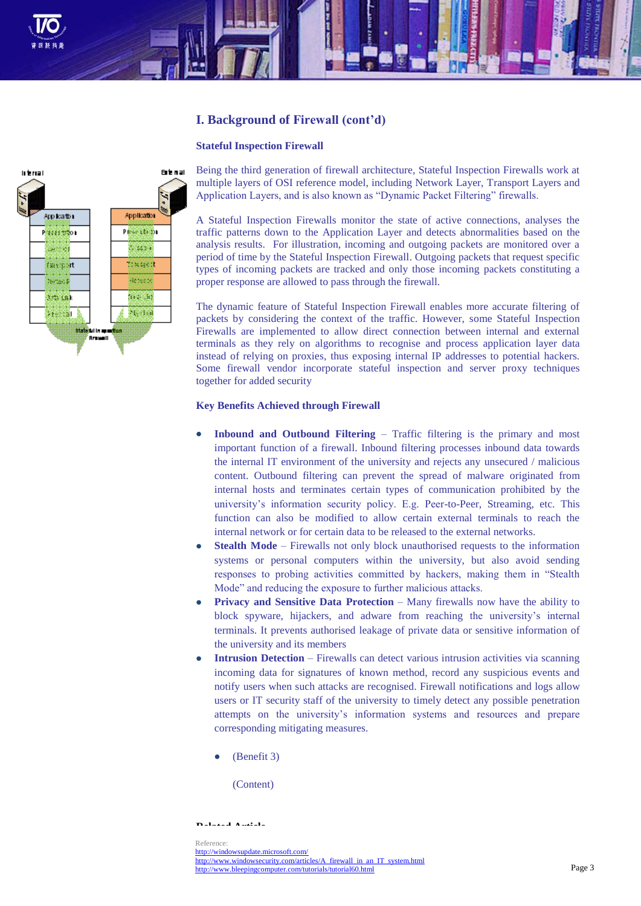## I. Background of Firewall (cont'd)

### Stateful Inspection Firewall

Being the third generation of firewall architecture, Stateful Inspection Firewalls work at multiple layers of OSI reference model, including Network Layer, Transport Layers and Application Layers, and is also known as "Dynamic Packet Filtering" firewalls.

A Stateful Inspection Firewalls monitor the state of active connections, analyses the traffic patterns down to the Application Layer and detects abnormalities based on the analysis results. For illustration, incoming and outgoing packets are monitored over a period of time by the Stateful Inspection Firewall. Outgoing packets that request specific types of incoming packets are tracked and only those incoming packets constituting a proper response are allowed to pass through the firewall.

The dynamic feature of Stateful Inspection Firewall enables more accurate filtering of packets by considering the context of the traffic. However, some Stateful Inspection Firewalls are implemented to allow direct connection between internal and external terminals as they rely on algorithms to recognise and process application layer data instead of relying on proxies, thus exposing internal IP addresses to potential hackers. Some firewall vendor incorporate stateful inspection and server proxy techniques together for added security

### Key Benefits Achieved through Firewall

- **Inbound and Outbound Filtering** – Traffic filtering is the primary and most important function of a firewall. Inbound filtering processes inbound data towards the internal IT environment of the university and rejects any unsecured / malicious content. Outbound filtering can prevent the spread of malware originated from internal hosts and terminates certain types of communication prohibited by the university's information security policy. E.g. Peer-to-Peer, Streaming, etc. This function can also be modified to allow certain external terminals to reach the internal network or for certain data to be released to the external networks.
- **Stealth Mode** – Firewalls not only block unauthorised requests to the information systems or personal computers within the university, but also avoid sending responses to probing activities committed by hackers, making them in "Stealth Mode" and reducing the exposure to further malicious attacks.
- **Privacy and Sensitive Data Protection** – Many firewalls now have the ability to block spyware, hijackers, and adware from reaching the university's internal terminals. It prevents authorised leakage of private data or sensitive information of the university and its members
- **Intrusion Detection** – Firewalls can detect various intrusion activities via scanning incoming data for signatures of known method, record any suspicious events and notify users when such attacks are recognised. Firewall notifications and logs allow users or IT security staff of the university to timely detect any possible penetration attempts on the university's information systems and resources and prepare corresponding mitigating measures.

  - (Benefit 3)

    (Content)

Reference:
http://windowsupdate.microsoft.com/
http://www.windowsecurity.com/articles/A_firewall_in_an_IT_system.html
http://www.bleepingcomputer.com/tutorials/tutorial60.html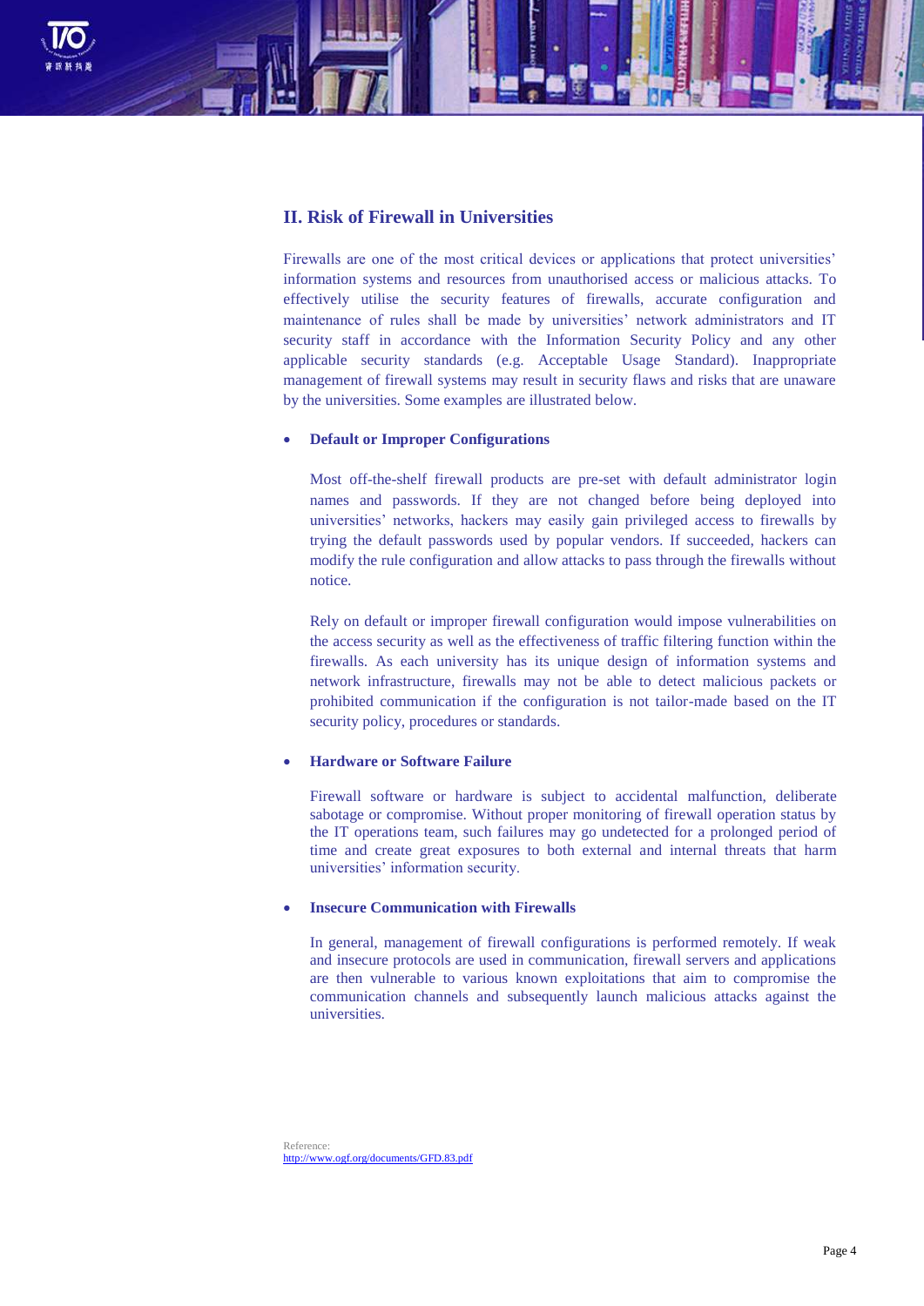## II. Risk of Firewall in Universities

Firewalls are one of the most critical devices or applications that protect universities' information systems and resources from unauthorised access or malicious attacks. To effectively utilise the security features of firewalls, accurate configuration and maintenance of rules shall be made by universities' network administrators and IT security staff in accordance with the Information Security Policy and any other applicable security standards (e.g. Acceptable Usage Standard). Inappropriate management of firewall systems may result in security flaws and risks that are unaware by the universities. Some examples are illustrated below.

- **Default or Improper Configurations**

  Most off-the-shelf firewall products are pre-set with default administrator login names and passwords. If they are not changed before being deployed into universities' networks, hackers may easily gain privileged access to firewalls by trying the default passwords used by popular vendors. If succeeded, hackers can modify the rule configuration and allow attacks to pass through the firewalls without notice.

  Rely on default or improper firewall configuration would impose vulnerabilities on the access security as well as the effectiveness of traffic filtering function within the firewalls. As each university has its unique design of information systems and network infrastructure, firewalls may not be able to detect malicious packets or prohibited communication if the configuration is not tailor-made based on the IT security policy, procedures or standards.

- **Hardware or Software Failure**

  Firewall software or hardware is subject to accidental malfunction, deliberate sabotage or compromise. Without proper monitoring of firewall operation status by the IT operations team, such failures may go undetected for a prolonged period of time and create great exposures to both external and internal threats that harm universities' information security.

- **Insecure Communication with Firewalls**

  In general, management of firewall configurations is performed remotely. If weak and insecure protocols are used in communication, firewall servers and applications are then vulnerable to various known exploitations that aim to compromise the communication channels and subsequently launch malicious attacks against the universities.

Reference:
http://www.ogf.org/documents/GFD.83.pdf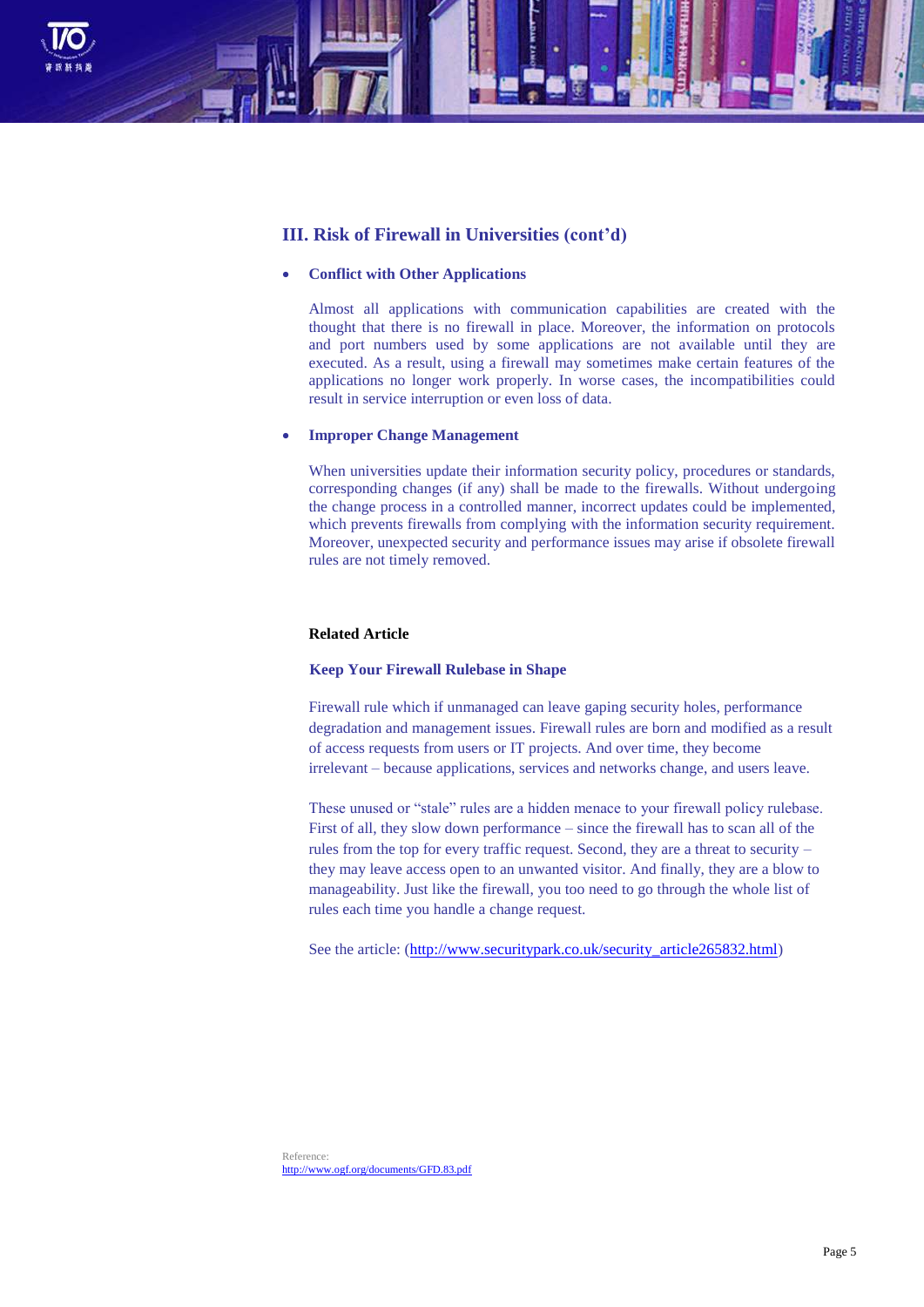## III. Risk of Firewall in Universities (cont'd)

- **Conflict with Other Applications**

  Almost all applications with communication capabilities are created with the thought that there is no firewall in place. Moreover, the information on protocols and port numbers used by some applications are not available until they are executed. As a result, using a firewall may sometimes make certain features of the applications no longer work properly. In worse cases, the incompatibilities could result in service interruption or even loss of data.

- **Improper Change Management**

  When universities update their information security policy, procedures or standards, corresponding changes (if any) shall be made to the firewalls. Without undergoing the change process in a controlled manner, incorrect updates could be implemented, which prevents firewalls from complying with the information security requirement. Moreover, unexpected security and performance issues may arise if obsolete firewall rules are not timely removed.

**Related Article**

**Keep Your Firewall Rulebase in Shape**

Firewall rule which if unmanaged can leave gaping security holes, performance degradation and management issues. Firewall rules are born and modified as a result of access requests from users or IT projects. And over time, they become irrelevant – because applications, services and networks change, and users leave.

These unused or "stale" rules are a hidden menace to your firewall policy rulebase. First of all, they slow down performance – since the firewall has to scan all of the rules from the top for every traffic request. Second, they are a threat to security – they may leave access open to an unwanted visitor. And finally, they are a blow to manageability. Just like the firewall, you too need to go through the whole list of rules each time you handle a change request.

See the article: (http://www.securitypark.co.uk/security_article265832.html)

Reference:
http://www.ogf.org/documents/GFD.83.pdf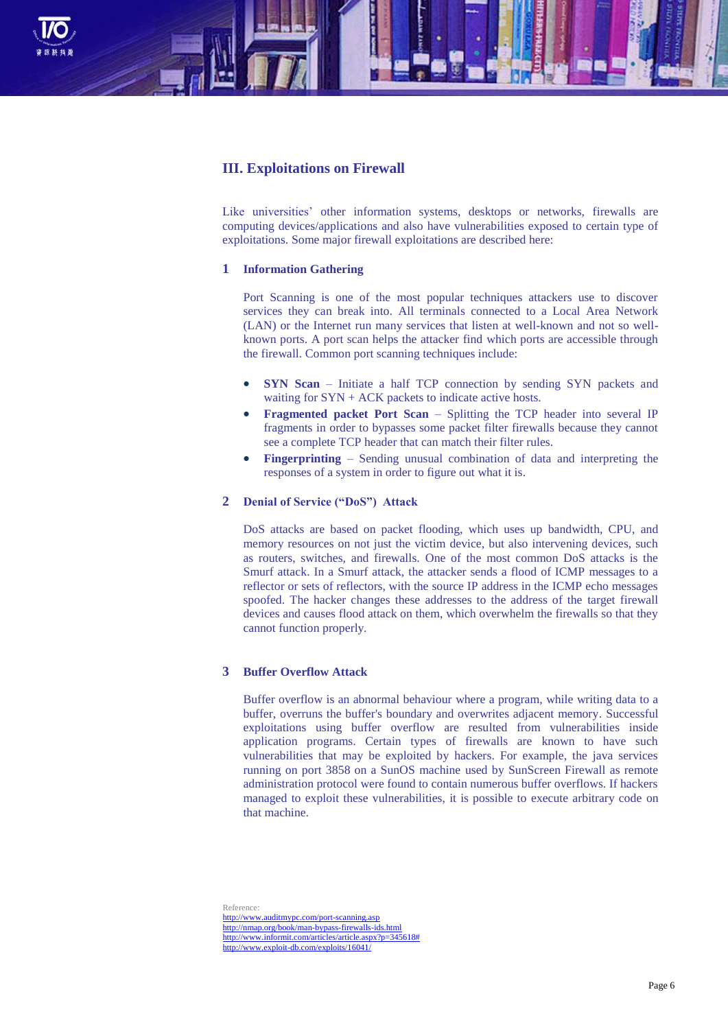## III. Exploitations on Firewall

Like universities' other information systems, desktops or networks, firewalls are computing devices/applications and also have vulnerabilities exposed to certain type of exploitations. Some major firewall exploitations are described here:

### 1 Information Gathering

Port Scanning is one of the most popular techniques attackers use to discover services they can break into. All terminals connected to a Local Area Network (LAN) or the Internet run many services that listen at well-known and not so well-known ports. A port scan helps the attacker find which ports are accessible through the firewall. Common port scanning techniques include:

- **SYN Scan** – Initiate a half TCP connection by sending SYN packets and waiting for SYN + ACK packets to indicate active hosts.
- **Fragmented packet Port Scan** – Splitting the TCP header into several IP fragments in order to bypasses some packet filter firewalls because they cannot see a complete TCP header that can match their filter rules.
- **Fingerprinting** – Sending unusual combination of data and interpreting the responses of a system in order to figure out what it is.

### 2 Denial of Service ("DoS") Attack

DoS attacks are based on packet flooding, which uses up bandwidth, CPU, and memory resources on not just the victim device, but also intervening devices, such as routers, switches, and firewalls. One of the most common DoS attacks is the Smurf attack. In a Smurf attack, the attacker sends a flood of ICMP messages to a reflector or sets of reflectors, with the source IP address in the ICMP echo messages spoofed. The hacker changes these addresses to the address of the target firewall devices and causes flood attack on them, which overwhelm the firewalls so that they cannot function properly.

### 3 Buffer Overflow Attack

Buffer overflow is an abnormal behaviour where a program, while writing data to a buffer, overruns the buffer's boundary and overwrites adjacent memory. Successful exploitations using buffer overflow are resulted from vulnerabilities inside application programs. Certain types of firewalls are known to have such vulnerabilities that may be exploited by hackers. For example, the java services running on port 3858 on a SunOS machine used by SunScreen Firewall as remote administration protocol were found to contain numerous buffer overflows. If hackers managed to exploit these vulnerabilities, it is possible to execute arbitrary code on that machine.

Reference:
http://www.auditmypc.com/port-scanning.asp
http://nmap.org/book/man-bypass-firewalls-ids.html
http://www.informit.com/articles/article.aspx?p=345618#
http://www.exploit-db.com/exploits/16041/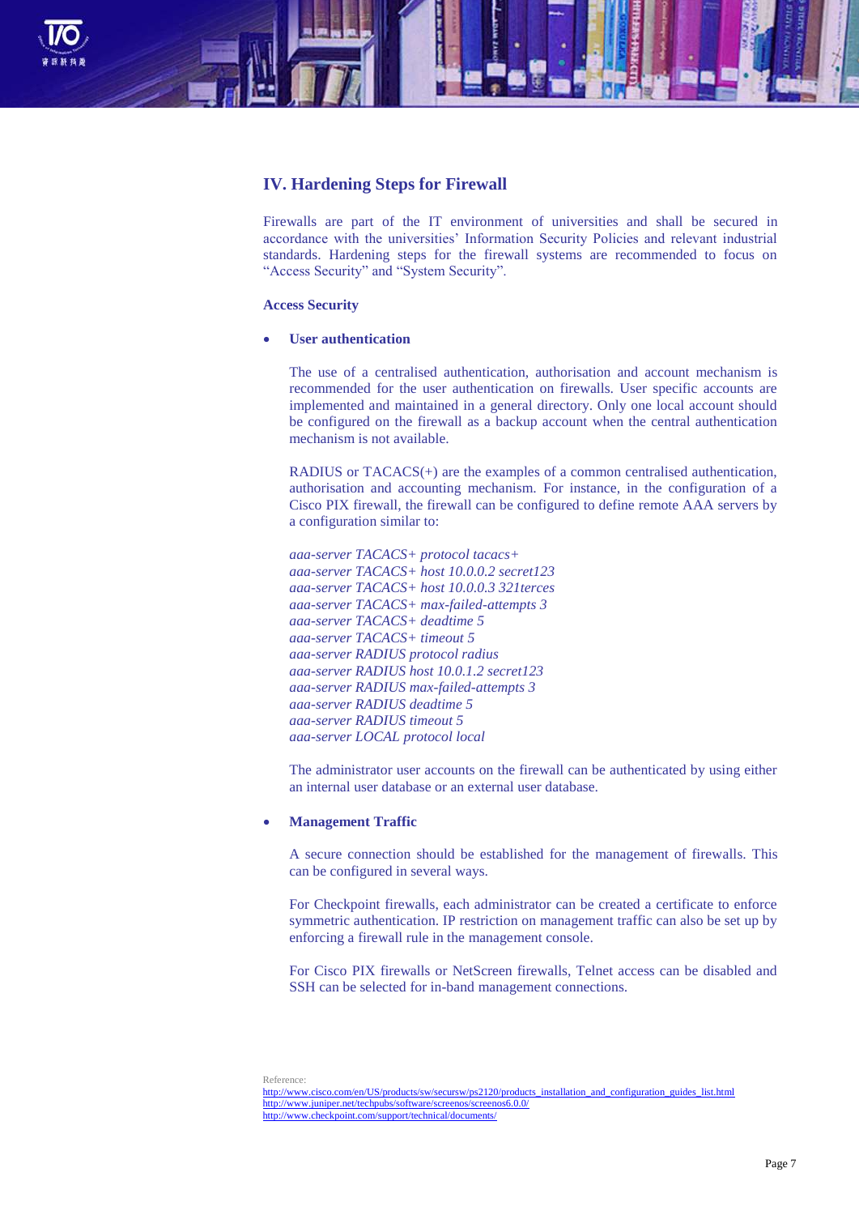## IV. Hardening Steps for Firewall

Firewalls are part of the IT environment of universities and shall be secured in accordance with the universities' Information Security Policies and relevant industrial standards. Hardening steps for the firewall systems are recommended to focus on "Access Security" and "System Security".

### Access Security

- **User authentication**

  The use of a centralised authentication, authorisation and account mechanism is recommended for the user authentication on firewalls. User specific accounts are implemented and maintained in a general directory. Only one local account should be configured on the firewall as a backup account when the central authentication mechanism is not available.

  RADIUS or TACACS(+) are the examples of a common centralised authentication, authorisation and accounting mechanism. For instance, in the configuration of a Cisco PIX firewall, the firewall can be configured to define remote AAA servers by a configuration similar to:

  ```
  aaa-server TACACS+ protocol tacacs+
  aaa-server TACACS+ host 10.0.0.2 secret123
  aaa-server TACACS+ host 10.0.0.3 321terces
  aaa-server TACACS+ max-failed-attempts 3
  aaa-server TACACS+ deadtime 5
  aaa-server TACACS+ timeout 5
  aaa-server RADIUS protocol radius
  aaa-server RADIUS host 10.0.1.2 secret123
  aaa-server RADIUS max-failed-attempts 3
  aaa-server RADIUS deadtime 5
  aaa-server RADIUS timeout 5
  aaa-server LOCAL protocol local
  ```

  The administrator user accounts on the firewall can be authenticated by using either an internal user database or an external user database.

- **Management Traffic**

  A secure connection should be established for the management of firewalls. This can be configured in several ways.

  For Checkpoint firewalls, each administrator can be created a certificate to enforce symmetric authentication. IP restriction on management traffic can also be set up by enforcing a firewall rule in the management console.

  For Cisco PIX firewalls or NetScreen firewalls, Telnet access can be disabled and SSH can be selected for in-band management connections.

Reference:
http://www.cisco.com/en/US/products/sw/secursw/ps2120/products_installation_and_configuration_guides_list.html
http://www.juniper.net/techpubs/software/screenos/screenos6.0.0/
http://www.checkpoint.com/support/technical/documents/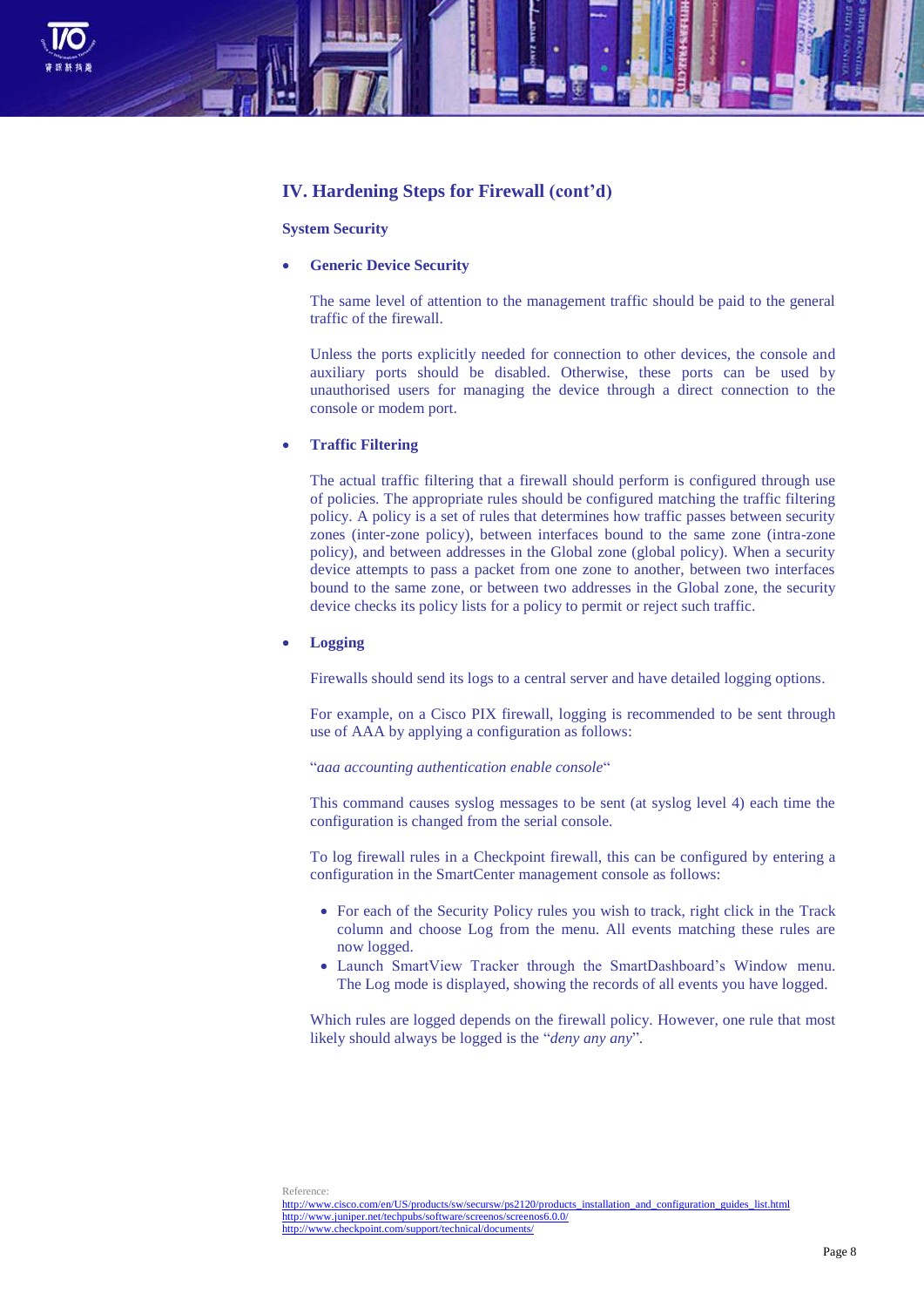## IV. Hardening Steps for Firewall (cont'd)

**System Security**

- **Generic Device Security**

  The same level of attention to the management traffic should be paid to the general traffic of the firewall.

  Unless the ports explicitly needed for connection to other devices, the console and auxiliary ports should be disabled. Otherwise, these ports can be used by unauthorised users for managing the device through a direct connection to the console or modem port.

- **Traffic Filtering**

  The actual traffic filtering that a firewall should perform is configured through use of policies. The appropriate rules should be configured matching the traffic filtering policy. A policy is a set of rules that determines how traffic passes between security zones (inter-zone policy), between interfaces bound to the same zone (intra-zone policy), and between addresses in the Global zone (global policy). When a security device attempts to pass a packet from one zone to another, between two interfaces bound to the same zone, or between two addresses in the Global zone, the security device checks its policy lists for a policy to permit or reject such traffic.

- **Logging**

  Firewalls should send its logs to a central server and have detailed logging options.

  For example, on a Cisco PIX firewall, logging is recommended to be sent through use of AAA by applying a configuration as follows:

  "*aaa accounting authentication enable console*"

  This command causes syslog messages to be sent (at syslog level 4) each time the configuration is changed from the serial console.

  To log firewall rules in a Checkpoint firewall, this can be configured by entering a configuration in the SmartCenter management console as follows:

  - For each of the Security Policy rules you wish to track, right click in the Track column and choose Log from the menu. All events matching these rules are now logged.
  - Launch SmartView Tracker through the SmartDashboard's Window menu. The Log mode is displayed, showing the records of all events you have logged.

  Which rules are logged depends on the firewall policy. However, one rule that most likely should always be logged is the "*deny any any*".

Reference:
http://www.cisco.com/en/US/products/sw/secursw/ps2120/products_installation_and_configuration_guides_list.html
http://www.juniper.net/techpubs/software/screenos/screenos6.0.0/
http://www.checkpoint.com/support/technical/documents/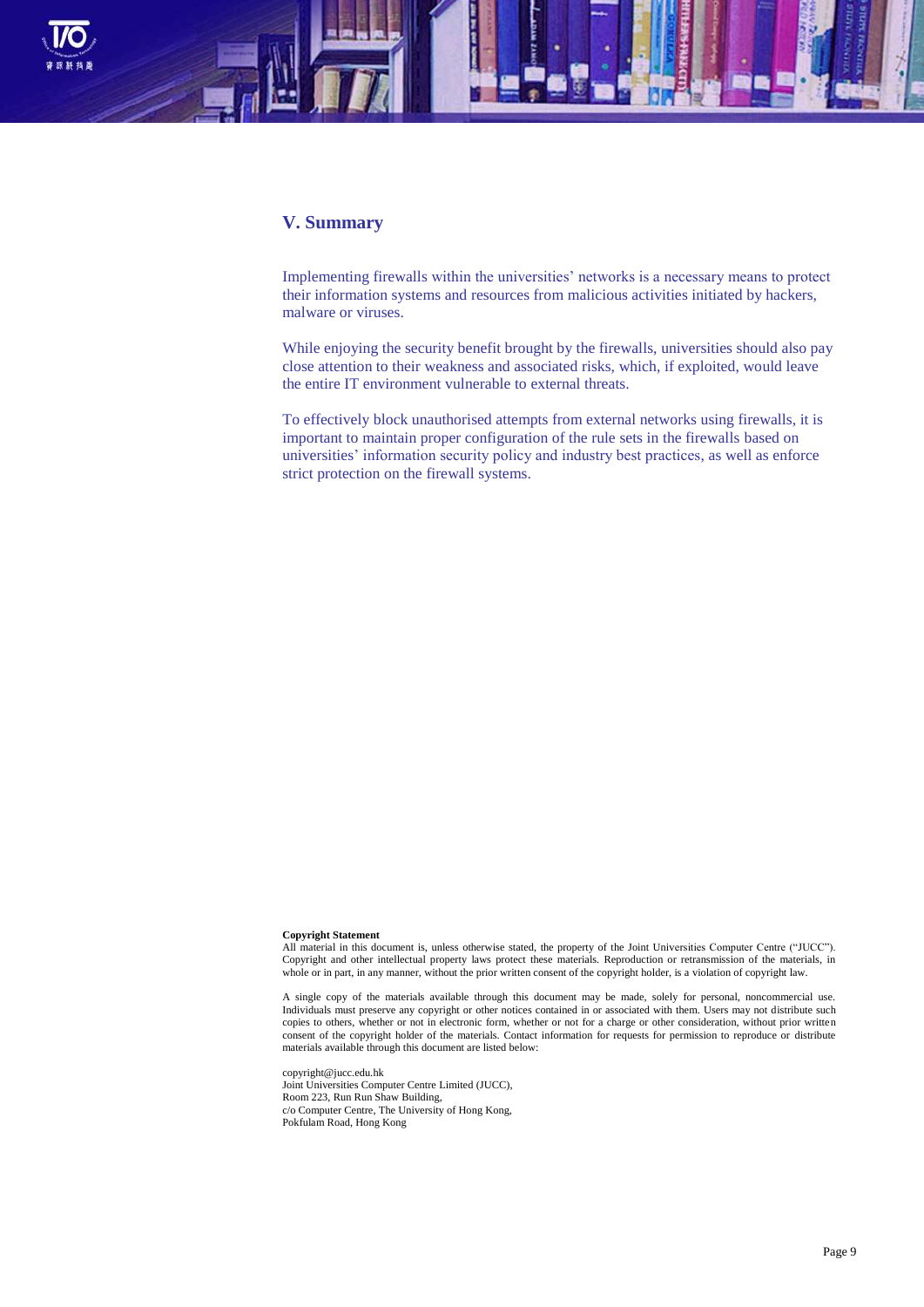## V. Summary

Implementing firewalls within the universities' networks is a necessary means to protect their information systems and resources from malicious activities initiated by hackers, malware or viruses.

While enjoying the security benefit brought by the firewalls, universities should also pay close attention to their weakness and associated risks, which, if exploited, would leave the entire IT environment vulnerable to external threats.

To effectively block unauthorised attempts from external networks using firewalls, it is important to maintain proper configuration of the rule sets in the firewalls based on universities' information security policy and industry best practices, as well as enforce strict protection on the firewall systems.

**Copyright Statement**

All material in this document is, unless otherwise stated, the property of the Joint Universities Computer Centre ("JUCC"). Copyright and other intellectual property laws protect these materials. Reproduction or retransmission of the materials, in whole or in part, in any manner, without the prior written consent of the copyright holder, is a violation of copyright law.

A single copy of the materials available through this document may be made, solely for personal, noncommercial use. Individuals must preserve any copyright or other notices contained in or associated with them. Users may not distribute such copies to others, whether or not in electronic form, whether or not for a charge or other consideration, without prior written consent of the copyright holder of the materials. Contact information for requests for permission to reproduce or distribute materials available through this document are listed below:

copyright@jucc.edu.hk
Joint Universities Computer Centre Limited (JUCC),
Room 223, Run Run Shaw Building,
c/o Computer Centre, The University of Hong Kong,
Pokfulam Road, Hong Kong